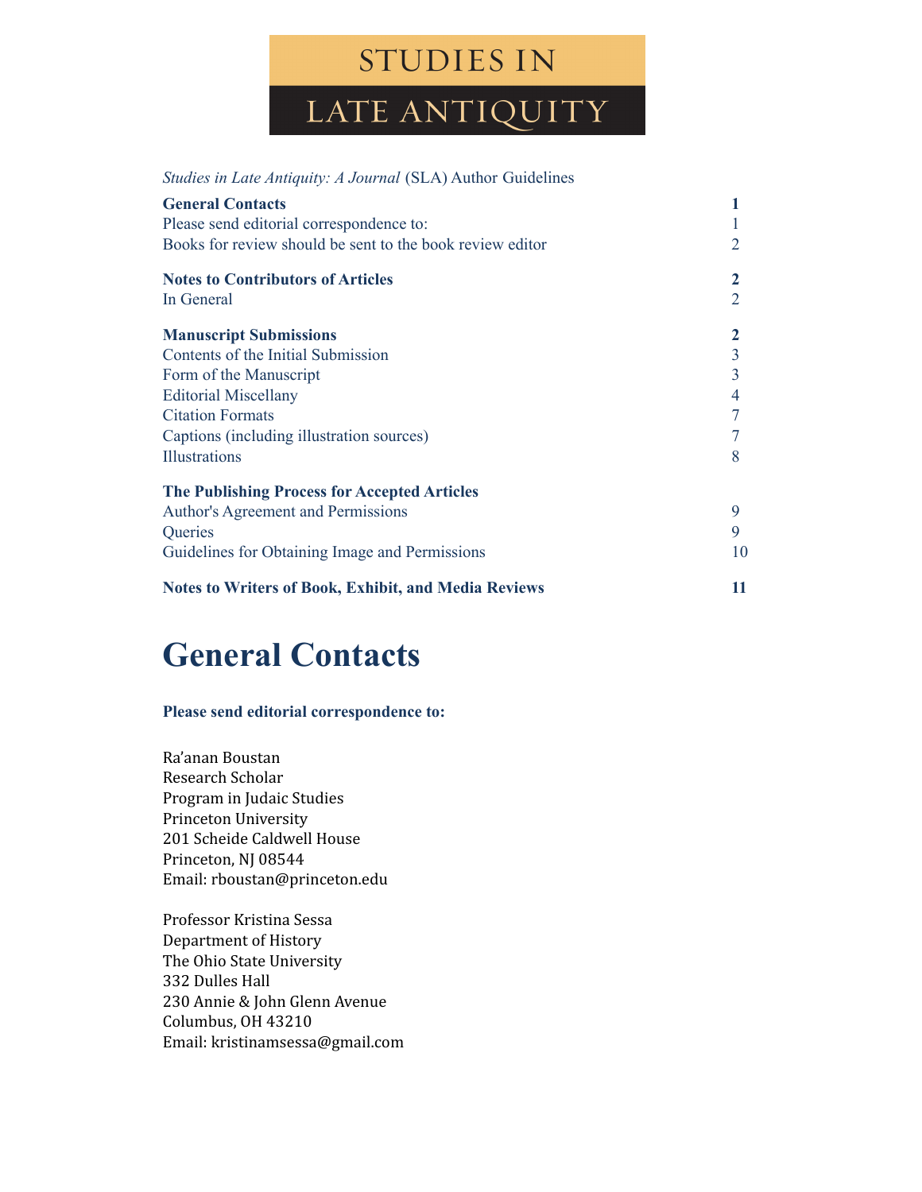# STUDIES IN LATE ANTIQUITY

*Studies in Late Antiquity: A Journal* (SLA) Author Guidelines

| | |
|---|---|
| **General Contacts** | **1** |
| Please send editorial correspondence to: | 1 |
| Books for review should be sent to the book review editor | 2 |
| **Notes to Contributors of Articles** | **2** |
| In General | 2 |
| **Manuscript Submissions** | **2** |
| Contents of the Initial Submission | 3 |
| Form of the Manuscript | 3 |
| Editorial Miscellany | 4 |
| Citation Formats | 7 |
| Captions (including illustration sources) | 7 |
| Illustrations | 8 |
| **The Publishing Process for Accepted Articles** | |
| Author's Agreement and Permissions | 9 |
| Queries | 9 |
| Guidelines for Obtaining Image and Permissions | 10 |
| **Notes to Writers of Book, Exhibit, and Media Reviews** | **11** |

# General Contacts

**Please send editorial correspondence to:**

Ra'anan Boustan
Research Scholar
Program in Judaic Studies
Princeton University
201 Scheide Caldwell House
Princeton, NJ 08544
Email: rboustan@princeton.edu

Professor Kristina Sessa
Department of History
The Ohio State University
332 Dulles Hall
230 Annie & John Glenn Avenue
Columbus, OH 43210
Email: kristinamsessa@gmail.com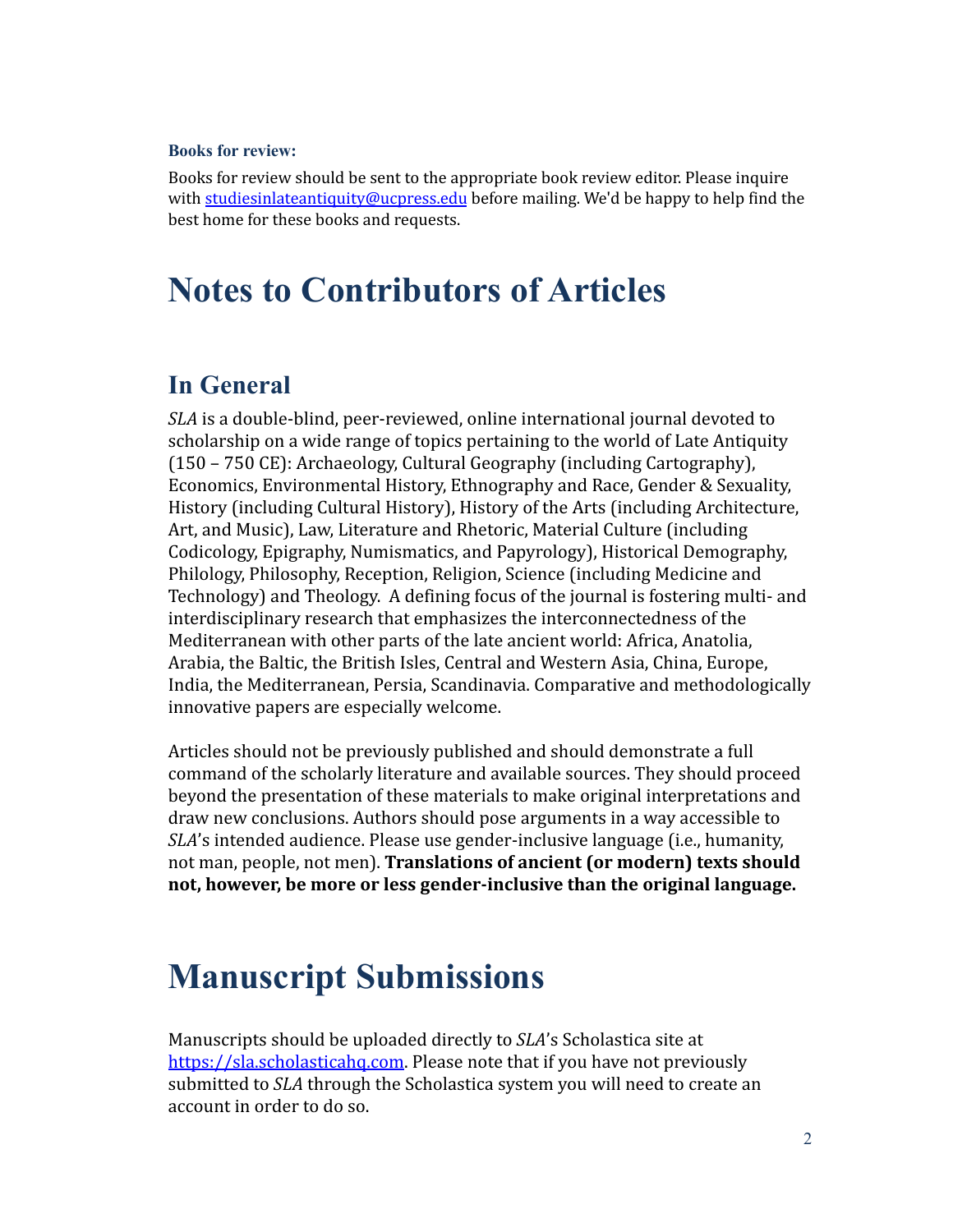### Books for review:

Books for review should be sent to the appropriate book review editor. Please inquire with [studiesinlateantiquity@ucpress.edu](mailto:studiesinlateantiquity@ucpress.edu) before mailing. We'd be happy to help find the best home for these books and requests.

# Notes to Contributors of Articles

## In General

*SLA* is a double-blind, peer-reviewed, online international journal devoted to scholarship on a wide range of topics pertaining to the world of Late Antiquity (150 – 750 CE): Archaeology, Cultural Geography (including Cartography), Economics, Environmental History, Ethnography and Race, Gender & Sexuality, History (including Cultural History), History of the Arts (including Architecture, Art, and Music), Law, Literature and Rhetoric, Material Culture (including Codicology, Epigraphy, Numismatics, and Papyrology), Historical Demography, Philology, Philosophy, Reception, Religion, Science (including Medicine and Technology) and Theology. A defining focus of the journal is fostering multi- and interdisciplinary research that emphasizes the interconnectedness of the Mediterranean with other parts of the late ancient world: Africa, Anatolia, Arabia, the Baltic, the British Isles, Central and Western Asia, China, Europe, India, the Mediterranean, Persia, Scandinavia. Comparative and methodologically innovative papers are especially welcome.

Articles should not be previously published and should demonstrate a full command of the scholarly literature and available sources. They should proceed beyond the presentation of these materials to make original interpretations and draw new conclusions. Authors should pose arguments in a way accessible to *SLA*'s intended audience. Please use gender-inclusive language (i.e., humanity, not man, people, not men). **Translations of ancient (or modern) texts should not, however, be more or less gender-inclusive than the original language.**

# Manuscript Submissions

Manuscripts should be uploaded directly to *SLA*'s Scholastica site at [https://sla.scholasticahq.com](https://sla.scholasticahq.com). Please note that if you have not previously submitted to *SLA* through the Scholastica system you will need to create an account in order to do so.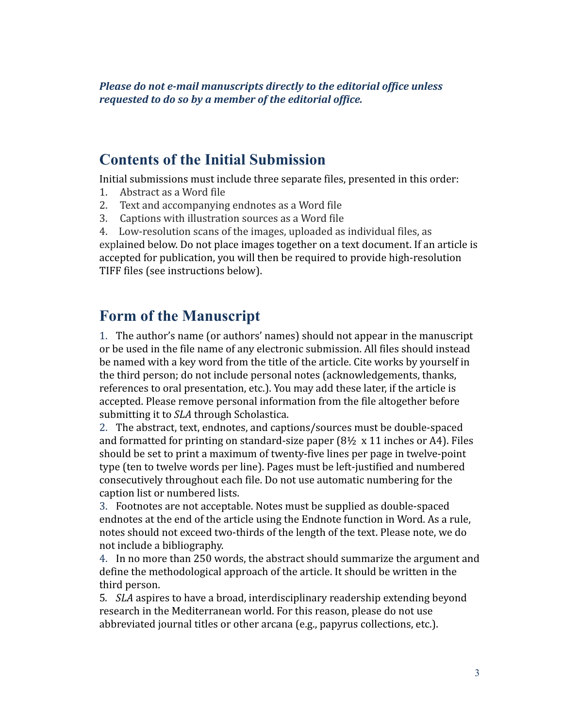***Please do not e-mail manuscripts directly to the editorial office unless requested to do so by a member of the editorial office.***

## Contents of the Initial Submission

Initial submissions must include three separate files, presented in this order:

1. Abstract as a Word file
2. Text and accompanying endnotes as a Word file
3. Captions with illustration sources as a Word file
4. Low-resolution scans of the images, uploaded as individual files, as explained below. Do not place images together on a text document. If an article is accepted for publication, you will then be required to provide high-resolution TIFF files (see instructions below).

## Form of the Manuscript

1. The author's name (or authors' names) should not appear in the manuscript or be used in the file name of any electronic submission. All files should instead be named with a key word from the title of the article. Cite works by yourself in the third person; do not include personal notes (acknowledgements, thanks, references to oral presentation, etc.). You may add these later, if the article is accepted. Please remove personal information from the file altogether before submitting it to *SLA* through Scholastica.
2. The abstract, text, endnotes, and captions/sources must be double-spaced and formatted for printing on standard-size paper (8½ x 11 inches or A4). Files should be set to print a maximum of twenty-five lines per page in twelve-point type (ten to twelve words per line). Pages must be left-justified and numbered consecutively throughout each file. Do not use automatic numbering for the caption list or numbered lists.
3. Footnotes are not acceptable. Notes must be supplied as double-spaced endnotes at the end of the article using the Endnote function in Word. As a rule, notes should not exceed two-thirds of the length of the text. Please note, we do not include a bibliography.
4. In no more than 250 words, the abstract should summarize the argument and define the methodological approach of the article. It should be written in the third person.
5. *SLA* aspires to have a broad, interdisciplinary readership extending beyond research in the Mediterranean world. For this reason, please do not use abbreviated journal titles or other arcana (e.g., papyrus collections, etc.).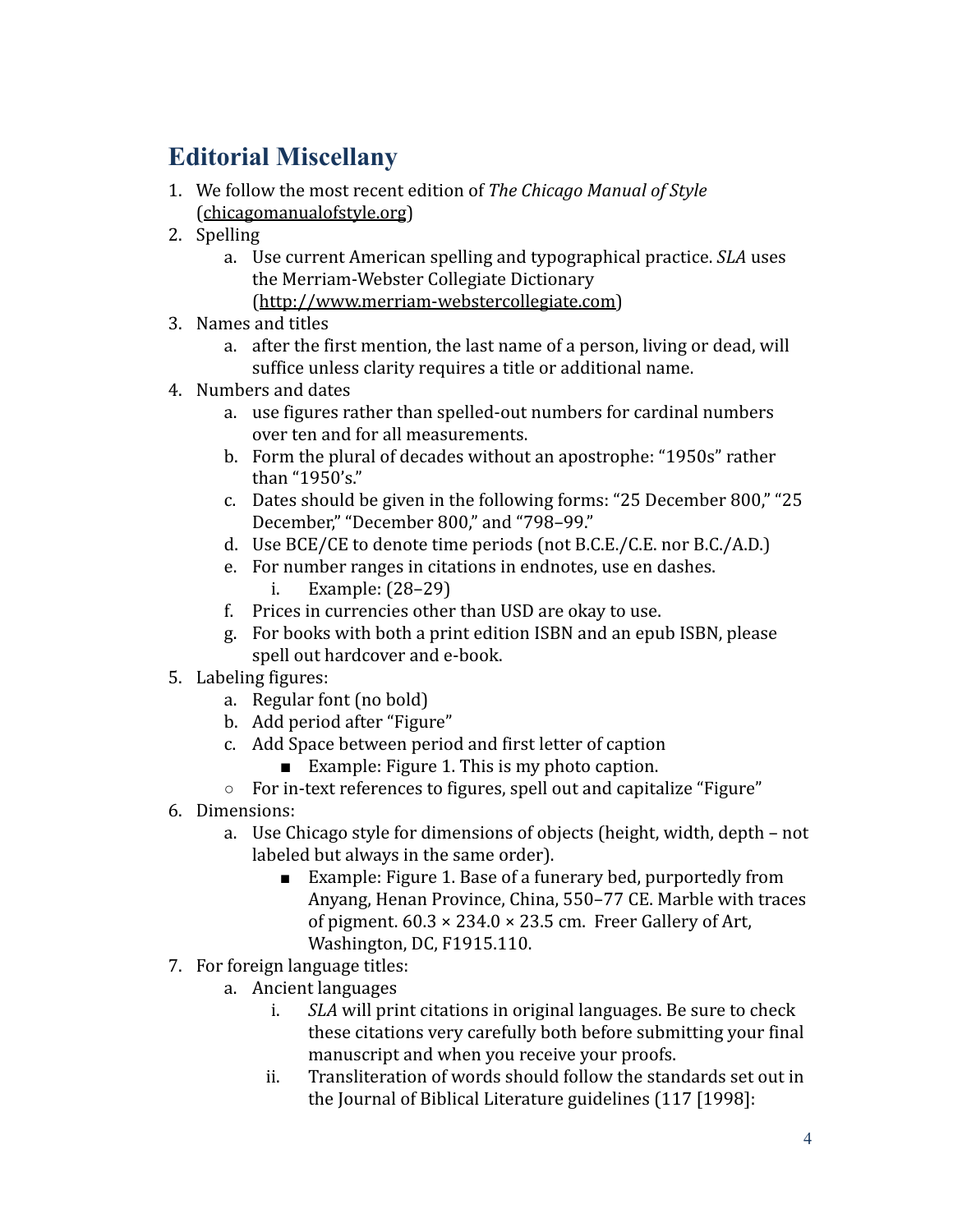## Editorial Miscellany

1. We follow the most recent edition of *The Chicago Manual of Style* (chicagomanualofstyle.org)
2. Spelling
    a. Use current American spelling and typographical practice. *SLA* uses the Merriam-Webster Collegiate Dictionary (http://www.merriam-webstercollegiate.com)
3. Names and titles
    a. after the first mention, the last name of a person, living or dead, will suffice unless clarity requires a title or additional name.
4. Numbers and dates
    a. use figures rather than spelled-out numbers for cardinal numbers over ten and for all measurements.
    b. Form the plural of decades without an apostrophe: "1950s" rather than "1950's."
    c. Dates should be given in the following forms: "25 December 800," "25 December," "December 800," and "798–99."
    d. Use BCE/CE to denote time periods (not B.C.E./C.E. nor B.C./A.D.)
    e. For number ranges in citations in endnotes, use en dashes.
        i. Example: (28–29)
    f. Prices in currencies other than USD are okay to use.
    g. For books with both a print edition ISBN and an epub ISBN, please spell out hardcover and e-book.
5. Labeling figures:
    a. Regular font (no bold)
    b. Add period after "Figure"
    c. Add Space between period and first letter of caption
        - Example: Figure 1. This is my photo caption.
    - For in-text references to figures, spell out and capitalize "Figure"
6. Dimensions:
    a. Use Chicago style for dimensions of objects (height, width, depth – not labeled but always in the same order).
        - Example: Figure 1. Base of a funerary bed, purportedly from Anyang, Henan Province, China, 550–77 CE. Marble with traces of pigment. 60.3 × 234.0 × 23.5 cm. Freer Gallery of Art, Washington, DC, F1915.110.
7. For foreign language titles:
    a. Ancient languages
        i. *SLA* will print citations in original languages. Be sure to check these citations very carefully both before submitting your final manuscript and when you receive your proofs.
        ii. Transliteration of words should follow the standards set out in the Journal of Biblical Literature guidelines (117 [1998]: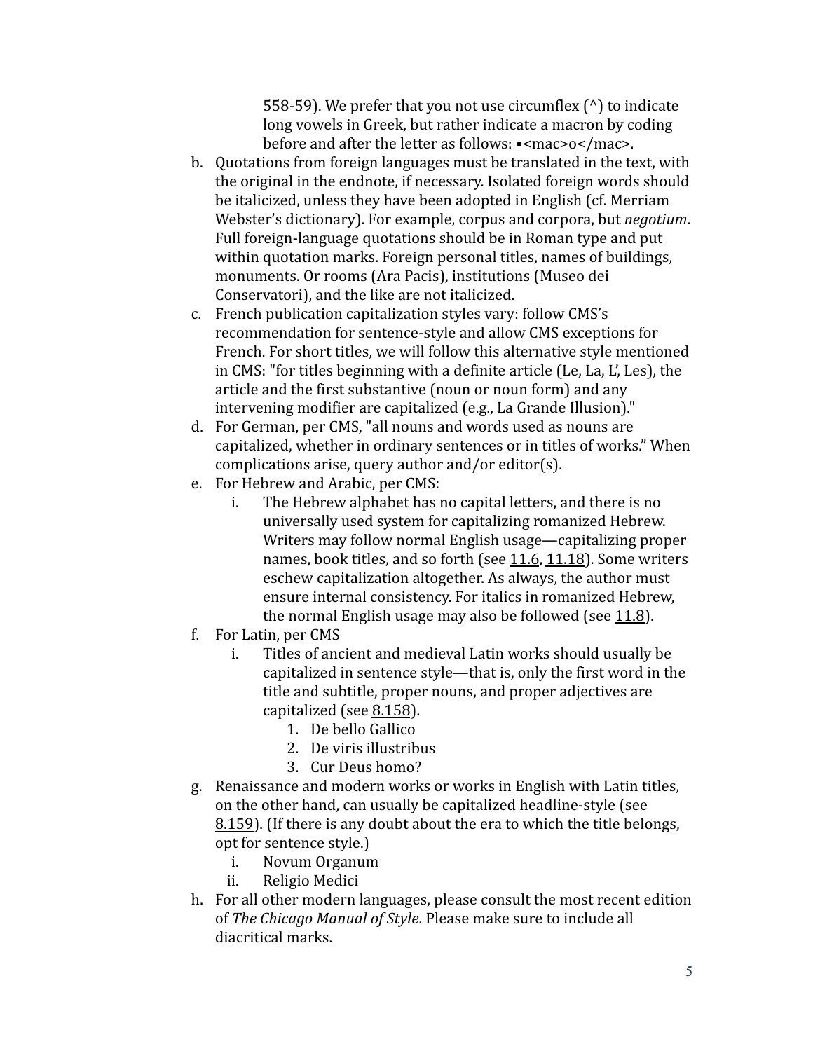558-59). We prefer that you not use circumflex (^) to indicate long vowels in Greek, but rather indicate a macron by coding before and after the letter as follows: •<mac>o</mac>.

b. Quotations from foreign languages must be translated in the text, with the original in the endnote, if necessary. Isolated foreign words should be italicized, unless they have been adopted in English (cf. Merriam Webster's dictionary). For example, corpus and corpora, but *negotium*. Full foreign-language quotations should be in Roman type and put within quotation marks. Foreign personal titles, names of buildings, monuments. Or rooms (Ara Pacis), institutions (Museo dei Conservatori), and the like are not italicized.
c. French publication capitalization styles vary: follow CMS's recommendation for sentence-style and allow CMS exceptions for French. For short titles, we will follow this alternative style mentioned in CMS: "for titles beginning with a definite article (Le, La, L', Les), the article and the first substantive (noun or noun form) and any intervening modifier are capitalized (e.g., La Grande Illusion)."
d. For German, per CMS, "all nouns and words used as nouns are capitalized, whether in ordinary sentences or in titles of works." When complications arise, query author and/or editor(s).
e. For Hebrew and Arabic, per CMS:
    i. The Hebrew alphabet has no capital letters, and there is no universally used system for capitalizing romanized Hebrew. Writers may follow normal English usage—capitalizing proper names, book titles, and so forth (see 11.6, 11.18). Some writers eschew capitalization altogether. As always, the author must ensure internal consistency. For italics in romanized Hebrew, the normal English usage may also be followed (see 11.8).
f. For Latin, per CMS
    i. Titles of ancient and medieval Latin works should usually be capitalized in sentence style—that is, only the first word in the title and subtitle, proper nouns, and proper adjectives are capitalized (see 8.158).
        1. De bello Gallico
        2. De viris illustribus
        3. Cur Deus homo?
g. Renaissance and modern works or works in English with Latin titles, on the other hand, can usually be capitalized headline-style (see 8.159). (If there is any doubt about the era to which the title belongs, opt for sentence style.)
    i. Novum Organum
    ii. Religio Medici
h. For all other modern languages, please consult the most recent edition of *The Chicago Manual of Style*. Please make sure to include all diacritical marks.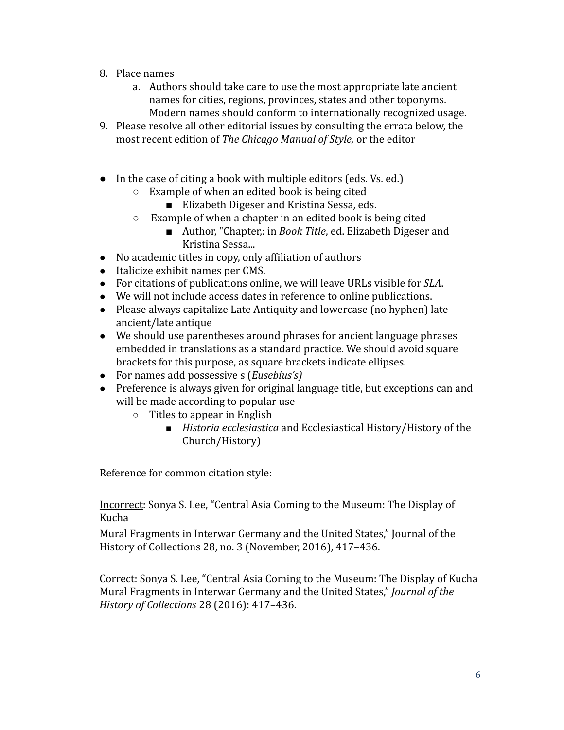8. Place names
    a. Authors should take care to use the most appropriate late ancient names for cities, regions, provinces, states and other toponyms. Modern names should conform to internationally recognized usage.
9. Please resolve all other editorial issues by consulting the errata below, the most recent edition of *The Chicago Manual of Style,* or the editor

- In the case of citing a book with multiple editors (eds. Vs. ed.)
    - Example of when an edited book is being cited
        - Elizabeth Digeser and Kristina Sessa, eds.
    - Example of when a chapter in an edited book is being cited
        - Author, "Chapter,: in *Book Title*, ed. Elizabeth Digeser and Kristina Sessa...
- No academic titles in copy, only affiliation of authors
- Italicize exhibit names per CMS.
- For citations of publications online, we will leave URLs visible for *SLA*.
- We will not include access dates in reference to online publications.
- Please always capitalize Late Antiquity and lowercase (no hyphen) late ancient/late antique
- We should use parentheses around phrases for ancient language phrases embedded in translations as a standard practice. We should avoid square brackets for this purpose, as square brackets indicate ellipses.
- For names add possessive s (*Eusebius's)*
- Preference is always given for original language title, but exceptions can and will be made according to popular use
    - Titles to appear in English
        - *Historia ecclesiastica* and Ecclesiastical History/History of the Church/History)

Reference for common citation style:

Incorrect: Sonya S. Lee, "Central Asia Coming to the Museum: The Display of Kucha

Mural Fragments in Interwar Germany and the United States," Journal of the History of Collections 28, no. 3 (November, 2016), 417–436.

Correct: Sonya S. Lee, "Central Asia Coming to the Museum: The Display of Kucha Mural Fragments in Interwar Germany and the United States," *Journal of the History of Collections* 28 (2016): 417–436.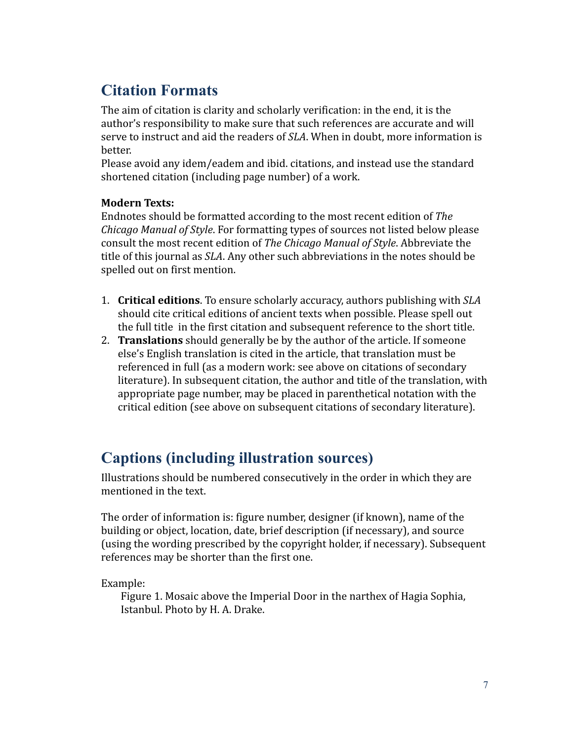## Citation Formats

The aim of citation is clarity and scholarly verification: in the end, it is the author's responsibility to make sure that such references are accurate and will serve to instruct and aid the readers of *SLA*. When in doubt, more information is better.

Please avoid any idem/eadem and ibid. citations, and instead use the standard shortened citation (including page number) of a work.

**Modern Texts:**

Endnotes should be formatted according to the most recent edition of *The Chicago Manual of Style*. For formatting types of sources not listed below please consult the most recent edition of *The Chicago Manual of Style*. Abbreviate the title of this journal as *SLA*. Any other such abbreviations in the notes should be spelled out on first mention.

1. **Critical editions**. To ensure scholarly accuracy, authors publishing with *SLA* should cite critical editions of ancient texts when possible. Please spell out the full title in the first citation and subsequent reference to the short title.
2. **Translations** should generally be by the author of the article. If someone else's English translation is cited in the article, that translation must be referenced in full (as a modern work: see above on citations of secondary literature). In subsequent citation, the author and title of the translation, with appropriate page number, may be placed in parenthetical notation with the critical edition (see above on subsequent citations of secondary literature).

## Captions (including illustration sources)

Illustrations should be numbered consecutively in the order in which they are mentioned in the text.

The order of information is: figure number, designer (if known), name of the building or object, location, date, brief description (if necessary), and source (using the wording prescribed by the copyright holder, if necessary). Subsequent references may be shorter than the first one.

Example:

> Figure 1. Mosaic above the Imperial Door in the narthex of Hagia Sophia, Istanbul. Photo by H. A. Drake.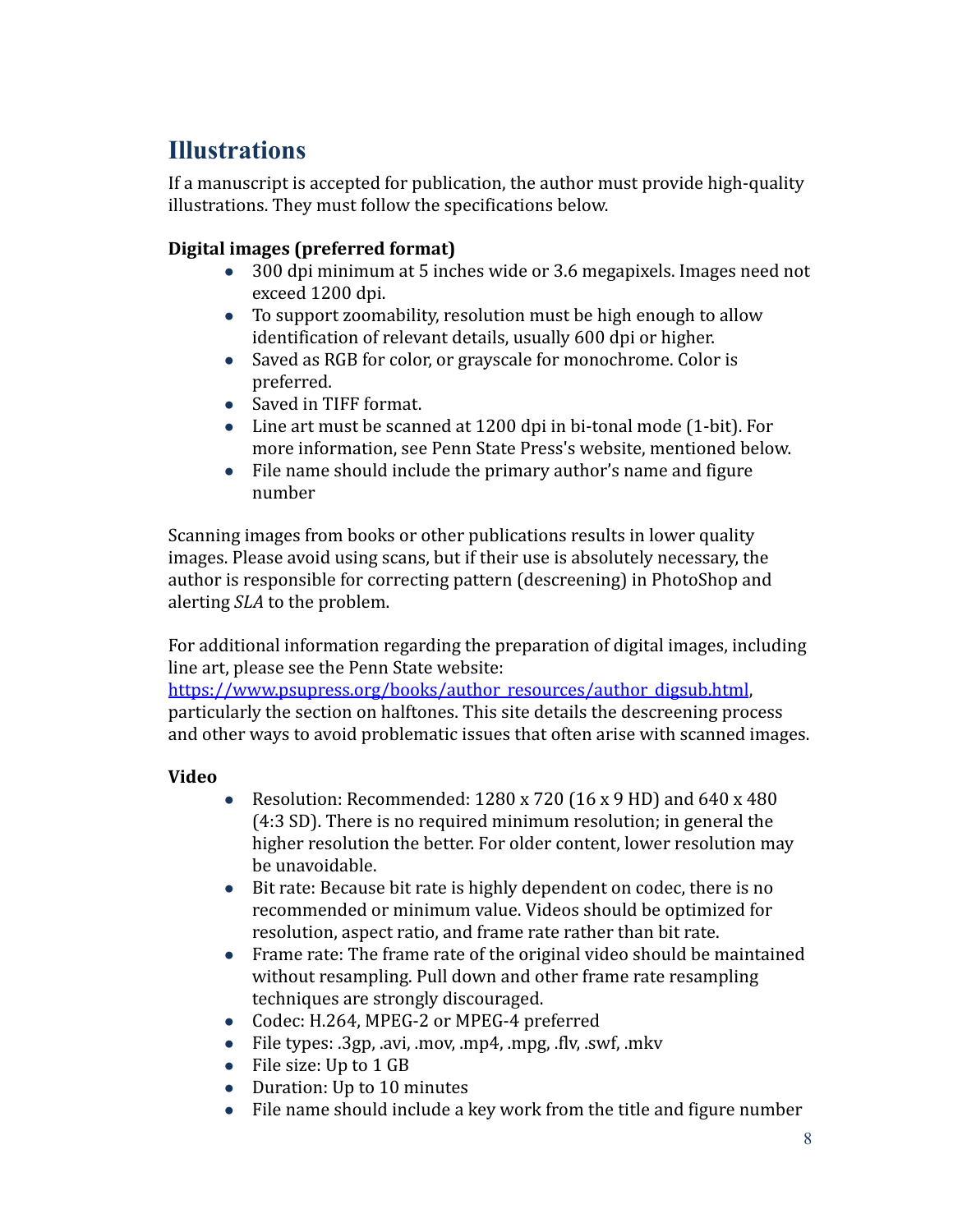## Illustrations

If a manuscript is accepted for publication, the author must provide high-quality illustrations. They must follow the specifications below.

**Digital images (preferred format)**

- 300 dpi minimum at 5 inches wide or 3.6 megapixels. Images need not exceed 1200 dpi.
- To support zoomability, resolution must be high enough to allow identification of relevant details, usually 600 dpi or higher.
- Saved as RGB for color, or grayscale for monochrome. Color is preferred.
- Saved in TIFF format.
- Line art must be scanned at 1200 dpi in bi-tonal mode (1-bit). For more information, see Penn State Press's website, mentioned below.
- File name should include the primary author's name and figure number

Scanning images from books or other publications results in lower quality images. Please avoid using scans, but if their use is absolutely necessary, the author is responsible for correcting pattern (descreening) in PhotoShop and alerting *SLA* to the problem.

For additional information regarding the preparation of digital images, including line art, please see the Penn State website: [https://www.psupress.org/books/author_resources/author_digsub.html](https://www.psupress.org/books/author_resources/author_digsub.html), particularly the section on halftones. This site details the descreening process and other ways to avoid problematic issues that often arise with scanned images.

**Video**

- Resolution: Recommended: 1280 x 720 (16 x 9 HD) and 640 x 480 (4:3 SD). There is no required minimum resolution; in general the higher resolution the better. For older content, lower resolution may be unavoidable.
- Bit rate: Because bit rate is highly dependent on codec, there is no recommended or minimum value. Videos should be optimized for resolution, aspect ratio, and frame rate rather than bit rate.
- Frame rate: The frame rate of the original video should be maintained without resampling. Pull down and other frame rate resampling techniques are strongly discouraged.
- Codec: H.264, MPEG-2 or MPEG-4 preferred
- File types: .3gp, .avi, .mov, .mp4, .mpg, .flv, .swf, .mkv
- File size: Up to 1 GB
- Duration: Up to 10 minutes
- File name should include a key work from the title and figure number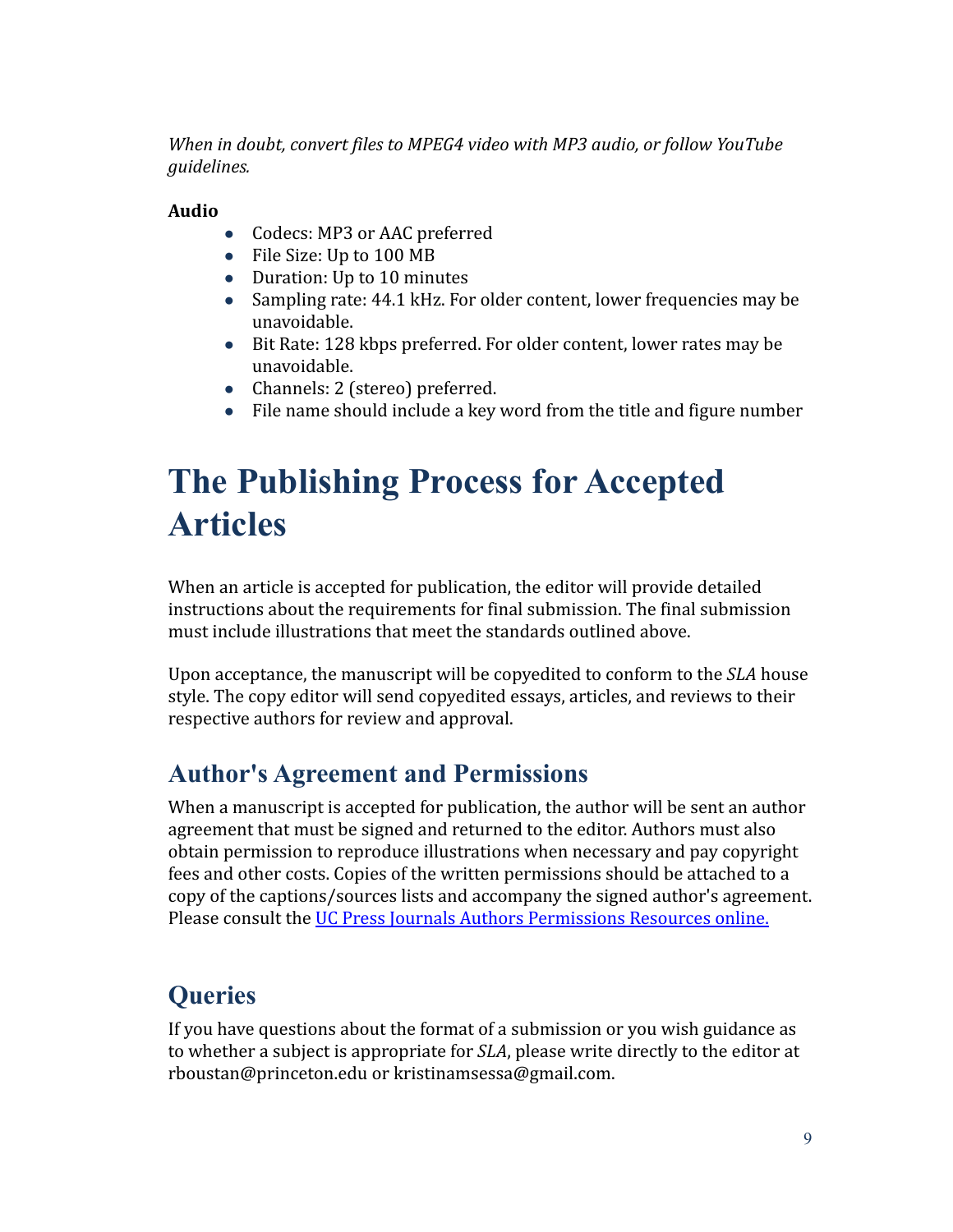*When in doubt, convert files to MPEG4 video with MP3 audio, or follow YouTube guidelines.*

**Audio**

- Codecs: MP3 or AAC preferred
- File Size: Up to 100 MB
- Duration: Up to 10 minutes
- Sampling rate: 44.1 kHz. For older content, lower frequencies may be unavoidable.
- Bit Rate: 128 kbps preferred. For older content, lower rates may be unavoidable.
- Channels: 2 (stereo) preferred.
- File name should include a key word from the title and figure number

# The Publishing Process for Accepted Articles

When an article is accepted for publication, the editor will provide detailed instructions about the requirements for final submission. The final submission must include illustrations that meet the standards outlined above.

Upon acceptance, the manuscript will be copyedited to conform to the *SLA* house style. The copy editor will send copyedited essays, articles, and reviews to their respective authors for review and approval.

## Author's Agreement and Permissions

When a manuscript is accepted for publication, the author will be sent an author agreement that must be signed and returned to the editor. Authors must also obtain permission to reproduce illustrations when necessary and pay copyright fees and other costs. Copies of the written permissions should be attached to a copy of the captions/sources lists and accompany the signed author's agreement. Please consult the [UC Press Journals Authors Permissions Resources online.]()

## Queries

If you have questions about the format of a submission or you wish guidance as to whether a subject is appropriate for *SLA*, please write directly to the editor at rboustan@princeton.edu or kristinamsessa@gmail.com.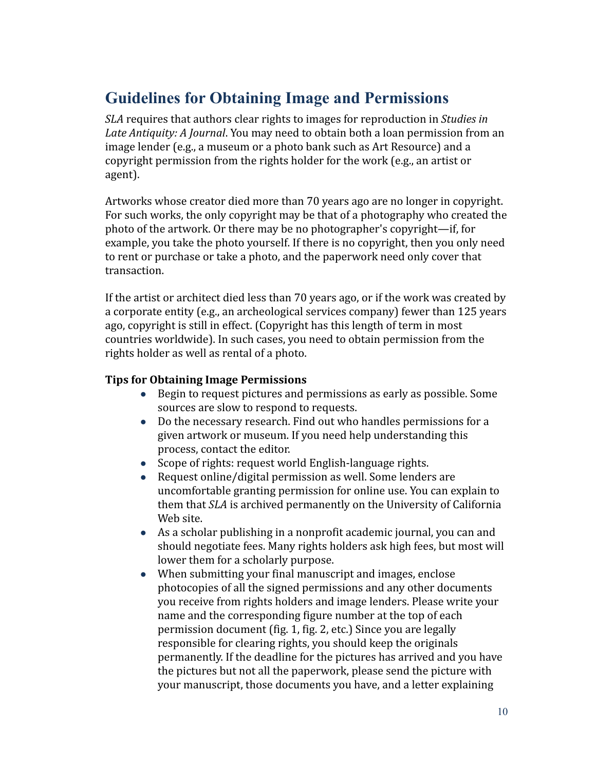## Guidelines for Obtaining Image and Permissions

*SLA* requires that authors clear rights to images for reproduction in *Studies in Late Antiquity: A Journal*. You may need to obtain both a loan permission from an image lender (e.g., a museum or a photo bank such as Art Resource) and a copyright permission from the rights holder for the work (e.g., an artist or agent).

Artworks whose creator died more than 70 years ago are no longer in copyright. For such works, the only copyright may be that of a photography who created the photo of the artwork. Or there may be no photographer's copyright—if, for example, you take the photo yourself. If there is no copyright, then you only need to rent or purchase or take a photo, and the paperwork need only cover that transaction.

If the artist or architect died less than 70 years ago, or if the work was created by a corporate entity (e.g., an archeological services company) fewer than 125 years ago, copyright is still in effect. (Copyright has this length of term in most countries worldwide). In such cases, you need to obtain permission from the rights holder as well as rental of a photo.

**Tips for Obtaining Image Permissions**

- Begin to request pictures and permissions as early as possible. Some sources are slow to respond to requests.
- Do the necessary research. Find out who handles permissions for a given artwork or museum. If you need help understanding this process, contact the editor.
- Scope of rights: request world English-language rights.
- Request online/digital permission as well. Some lenders are uncomfortable granting permission for online use. You can explain to them that *SLA* is archived permanently on the University of California Web site.
- As a scholar publishing in a nonprofit academic journal, you can and should negotiate fees. Many rights holders ask high fees, but most will lower them for a scholarly purpose.
- When submitting your final manuscript and images, enclose photocopies of all the signed permissions and any other documents you receive from rights holders and image lenders. Please write your name and the corresponding figure number at the top of each permission document (fig. 1, fig. 2, etc.) Since you are legally responsible for clearing rights, you should keep the originals permanently. If the deadline for the pictures has arrived and you have the pictures but not all the paperwork, please send the picture with your manuscript, those documents you have, and a letter explaining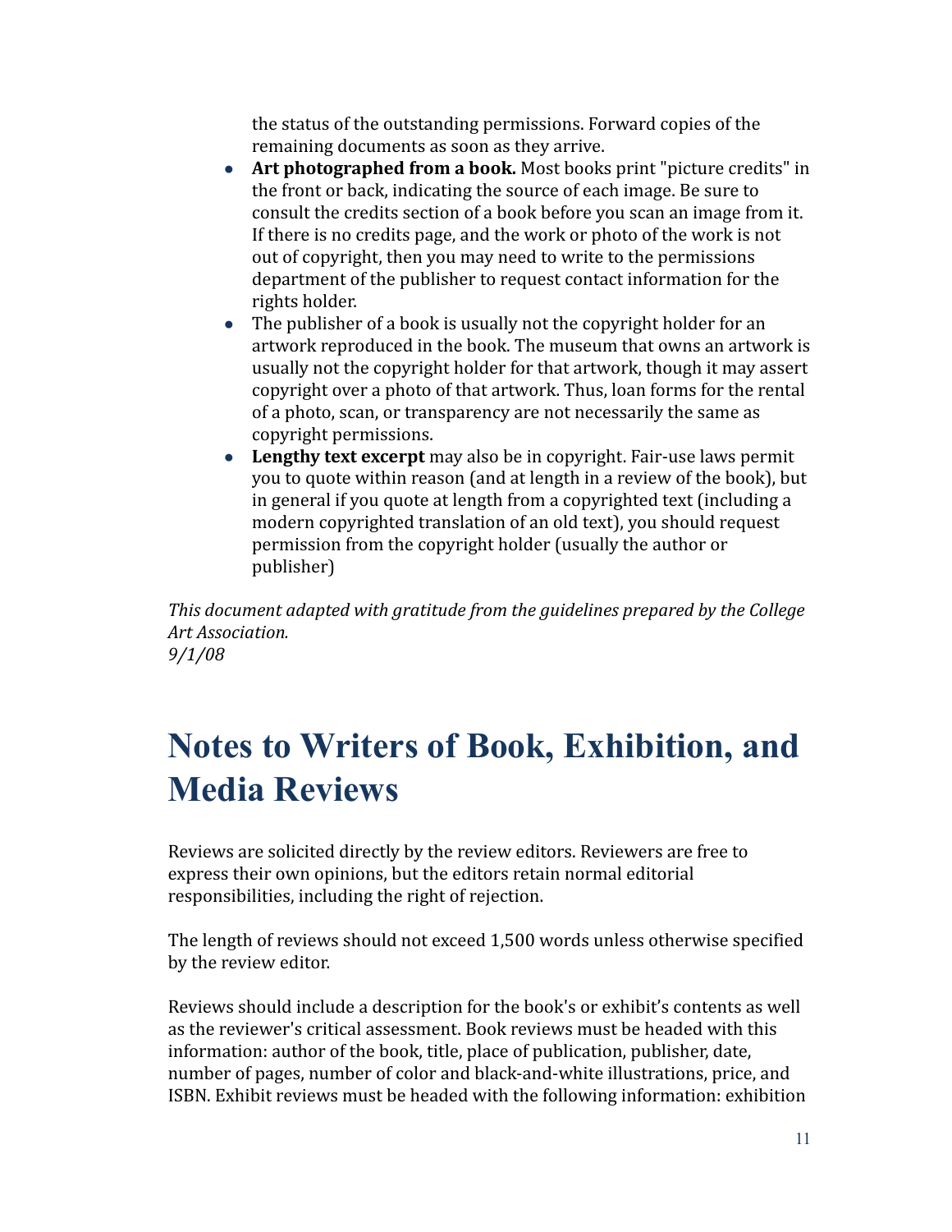the status of the outstanding permissions. Forward copies of the remaining documents as soon as they arrive.

- **Art photographed from a book.** Most books print "picture credits" in the front or back, indicating the source of each image. Be sure to consult the credits section of a book before you scan an image from it. If there is no credits page, and the work or photo of the work is not out of copyright, then you may need to write to the permissions department of the publisher to request contact information for the rights holder.
- The publisher of a book is usually not the copyright holder for an artwork reproduced in the book. The museum that owns an artwork is usually not the copyright holder for that artwork, though it may assert copyright over a photo of that artwork. Thus, loan forms for the rental of a photo, scan, or transparency are not necessarily the same as copyright permissions.
- **Lengthy text excerpt** may also be in copyright. Fair-use laws permit you to quote within reason (and at length in a review of the book), but in general if you quote at length from a copyrighted text (including a modern copyrighted translation of an old text), you should request permission from the copyright holder (usually the author or publisher)

*This document adapted with gratitude from the guidelines prepared by the College Art Association.*
*9/1/08*

# Notes to Writers of Book, Exhibition, and Media Reviews

Reviews are solicited directly by the review editors. Reviewers are free to express their own opinions, but the editors retain normal editorial responsibilities, including the right of rejection.

The length of reviews should not exceed 1,500 words unless otherwise specified by the review editor.

Reviews should include a description for the book's or exhibit's contents as well as the reviewer's critical assessment. Book reviews must be headed with this information: author of the book, title, place of publication, publisher, date, number of pages, number of color and black-and-white illustrations, price, and ISBN. Exhibit reviews must be headed with the following information: exhibition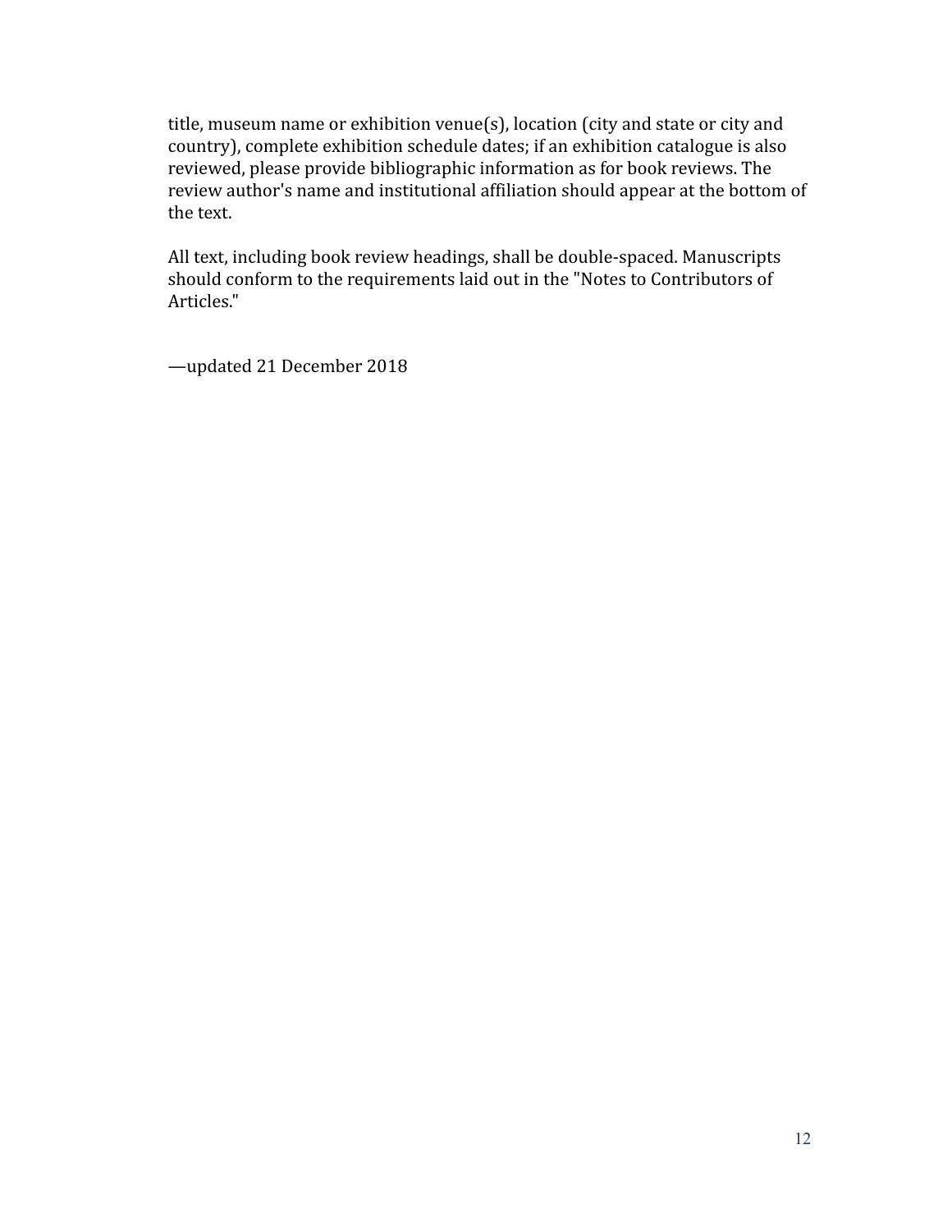title, museum name or exhibition venue(s), location (city and state or city and country), complete exhibition schedule dates; if an exhibition catalogue is also reviewed, please provide bibliographic information as for book reviews. The review author's name and institutional affiliation should appear at the bottom of the text.

All text, including book review headings, shall be double-spaced. Manuscripts should conform to the requirements laid out in the "Notes to Contributors of Articles."

—updated 21 December 2018